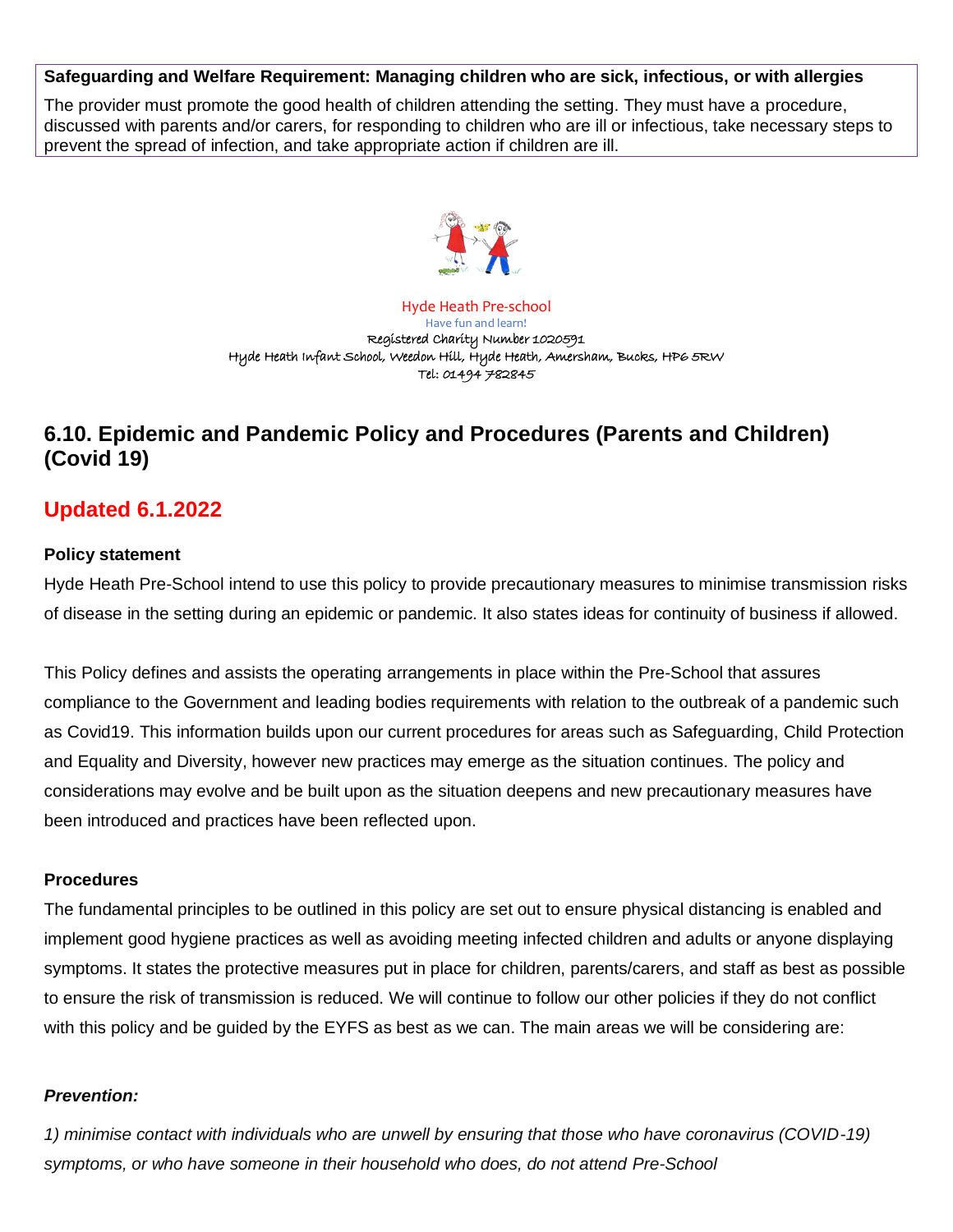**Safeguarding and Welfare Requirement: Managing children who are sick, infectious, or with allergies**

The provider must promote the good health of children attending the setting. They must have a procedure, discussed with parents and/or carers, for responding to children who are ill or infectious, take necessary steps to prevent the spread of infection, and take appropriate action if children are ill.

Hyde Heath Pre-school
Have fun and learn!
Registered Charity Number 1020591
Hyde Heath Infant School, Weedon Hill, Hyde Heath, Amersham, Bucks, HP6 5RW
Tel: 01494 782845

## 6.10. Epidemic and Pandemic Policy and Procedures (Parents and Children) (Covid 19)

## Updated 6.1.2022

**Policy statement**

Hyde Heath Pre-School intend to use this policy to provide precautionary measures to minimise transmission risks of disease in the setting during an epidemic or pandemic. It also states ideas for continuity of business if allowed.

This Policy defines and assists the operating arrangements in place within the Pre-School that assures compliance to the Government and leading bodies requirements with relation to the outbreak of a pandemic such as Covid19. This information builds upon our current procedures for areas such as Safeguarding, Child Protection and Equality and Diversity, however new practices may emerge as the situation continues. The policy and considerations may evolve and be built upon as the situation deepens and new precautionary measures have been introduced and practices have been reflected upon.

**Procedures**

The fundamental principles to be outlined in this policy are set out to ensure physical distancing is enabled and implement good hygiene practices as well as avoiding meeting infected children and adults or anyone displaying symptoms. It states the protective measures put in place for children, parents/carers, and staff as best as possible to ensure the risk of transmission is reduced. We will continue to follow our other policies if they do not conflict with this policy and be guided by the EYFS as best as we can. The main areas we will be considering are:

***Prevention:***

*1) minimise contact with individuals who are unwell by ensuring that those who have coronavirus (COVID-19) symptoms, or who have someone in their household who does, do not attend Pre-School*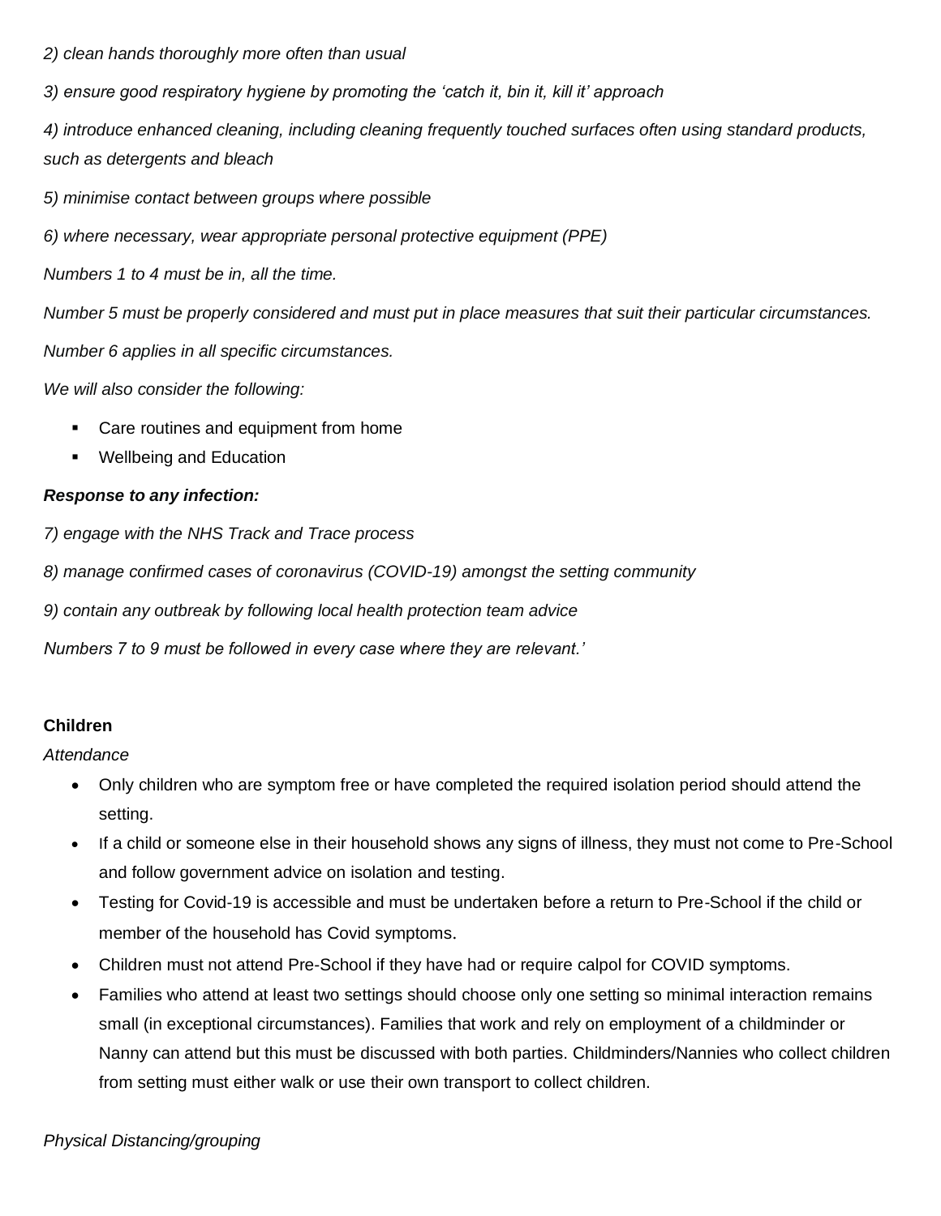*2) clean hands thoroughly more often than usual*

*3) ensure good respiratory hygiene by promoting the 'catch it, bin it, kill it' approach*

*4) introduce enhanced cleaning, including cleaning frequently touched surfaces often using standard products, such as detergents and bleach*

*5) minimise contact between groups where possible*

*6) where necessary, wear appropriate personal protective equipment (PPE)*

*Numbers 1 to 4 must be in, all the time.*

*Number 5 must be properly considered and must put in place measures that suit their particular circumstances.*

*Number 6 applies in all specific circumstances.*

*We will also consider the following:*

- Care routines and equipment from home
- Wellbeing and Education

***Response to any infection:***

*7) engage with the NHS Track and Trace process*

*8) manage confirmed cases of coronavirus (COVID-19) amongst the setting community*

*9) contain any outbreak by following local health protection team advice*

*Numbers 7 to 9 must be followed in every case where they are relevant.'*

**Children**

*Attendance*

- Only children who are symptom free or have completed the required isolation period should attend the setting.
- If a child or someone else in their household shows any signs of illness, they must not come to Pre-School and follow government advice on isolation and testing.
- Testing for Covid-19 is accessible and must be undertaken before a return to Pre-School if the child or member of the household has Covid symptoms.
- Children must not attend Pre-School if they have had or require calpol for COVID symptoms.
- Families who attend at least two settings should choose only one setting so minimal interaction remains small (in exceptional circumstances). Families that work and rely on employment of a childminder or Nanny can attend but this must be discussed with both parties. Childminders/Nannies who collect children from setting must either walk or use their own transport to collect children.

*Physical Distancing/grouping*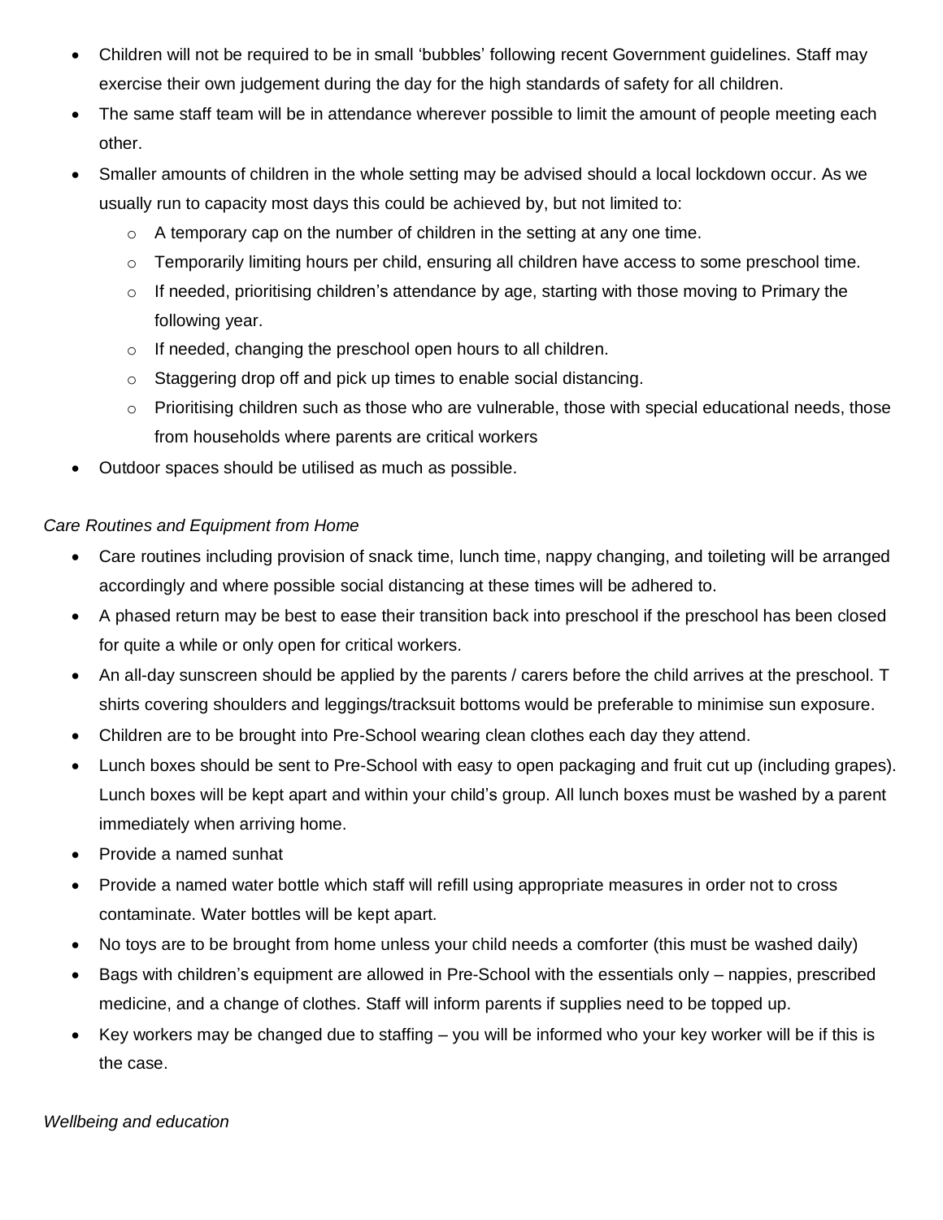- Children will not be required to be in small 'bubbles' following recent Government guidelines. Staff may exercise their own judgement during the day for the high standards of safety for all children.
- The same staff team will be in attendance wherever possible to limit the amount of people meeting each other.
- Smaller amounts of children in the whole setting may be advised should a local lockdown occur. As we usually run to capacity most days this could be achieved by, but not limited to:
  - A temporary cap on the number of children in the setting at any one time.
  - Temporarily limiting hours per child, ensuring all children have access to some preschool time.
  - If needed, prioritising children's attendance by age, starting with those moving to Primary the following year.
  - If needed, changing the preschool open hours to all children.
  - Staggering drop off and pick up times to enable social distancing.
  - Prioritising children such as those who are vulnerable, those with special educational needs, those from households where parents are critical workers
- Outdoor spaces should be utilised as much as possible.

*Care Routines and Equipment from Home*

- Care routines including provision of snack time, lunch time, nappy changing, and toileting will be arranged accordingly and where possible social distancing at these times will be adhered to.
- A phased return may be best to ease their transition back into preschool if the preschool has been closed for quite a while or only open for critical workers.
- An all-day sunscreen should be applied by the parents / carers before the child arrives at the preschool. T shirts covering shoulders and leggings/tracksuit bottoms would be preferable to minimise sun exposure.
- Children are to be brought into Pre-School wearing clean clothes each day they attend.
- Lunch boxes should be sent to Pre-School with easy to open packaging and fruit cut up (including grapes). Lunch boxes will be kept apart and within your child's group. All lunch boxes must be washed by a parent immediately when arriving home.
- Provide a named sunhat
- Provide a named water bottle which staff will refill using appropriate measures in order not to cross contaminate. Water bottles will be kept apart.
- No toys are to be brought from home unless your child needs a comforter (this must be washed daily)
- Bags with children's equipment are allowed in Pre-School with the essentials only – nappies, prescribed medicine, and a change of clothes. Staff will inform parents if supplies need to be topped up.
- Key workers may be changed due to staffing – you will be informed who your key worker will be if this is the case.

*Wellbeing and education*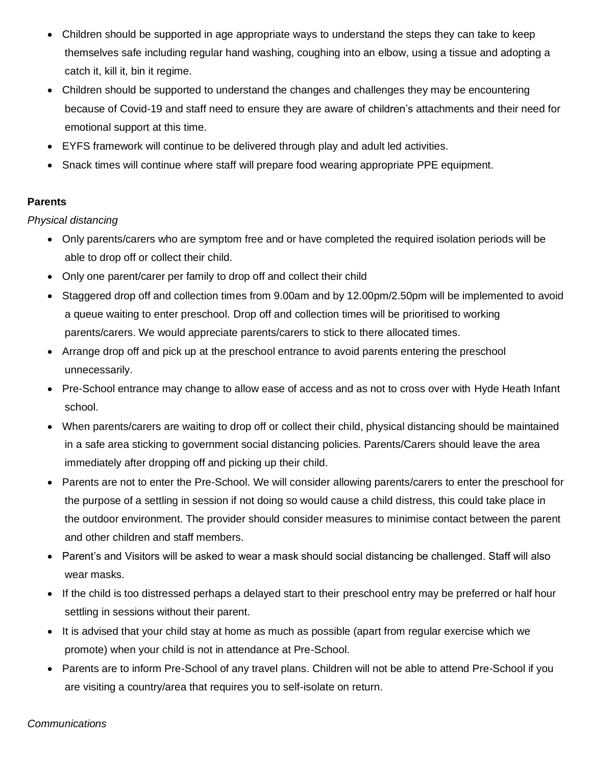- Children should be supported in age appropriate ways to understand the steps they can take to keep themselves safe including regular hand washing, coughing into an elbow, using a tissue and adopting a catch it, kill it, bin it regime.
- Children should be supported to understand the changes and challenges they may be encountering because of Covid-19 and staff need to ensure they are aware of children's attachments and their need for emotional support at this time.
- EYFS framework will continue to be delivered through play and adult led activities.
- Snack times will continue where staff will prepare food wearing appropriate PPE equipment.

**Parents**

*Physical distancing*

- Only parents/carers who are symptom free and or have completed the required isolation periods will be able to drop off or collect their child.
- Only one parent/carer per family to drop off and collect their child
- Staggered drop off and collection times from 9.00am and by 12.00pm/2.50pm will be implemented to avoid a queue waiting to enter preschool. Drop off and collection times will be prioritised to working parents/carers. We would appreciate parents/carers to stick to there allocated times.
- Arrange drop off and pick up at the preschool entrance to avoid parents entering the preschool unnecessarily.
- Pre-School entrance may change to allow ease of access and as not to cross over with Hyde Heath Infant school.
- When parents/carers are waiting to drop off or collect their child, physical distancing should be maintained in a safe area sticking to government social distancing policies. Parents/Carers should leave the area immediately after dropping off and picking up their child.
- Parents are not to enter the Pre-School. We will consider allowing parents/carers to enter the preschool for the purpose of a settling in session if not doing so would cause a child distress, this could take place in the outdoor environment. The provider should consider measures to minimise contact between the parent and other children and staff members.
- Parent's and Visitors will be asked to wear a mask should social distancing be challenged. Staff will also wear masks.
- If the child is too distressed perhaps a delayed start to their preschool entry may be preferred or half hour settling in sessions without their parent.
- It is advised that your child stay at home as much as possible (apart from regular exercise which we promote) when your child is not in attendance at Pre-School.
- Parents are to inform Pre-School of any travel plans. Children will not be able to attend Pre-School if you are visiting a country/area that requires you to self-isolate on return.

*Communications*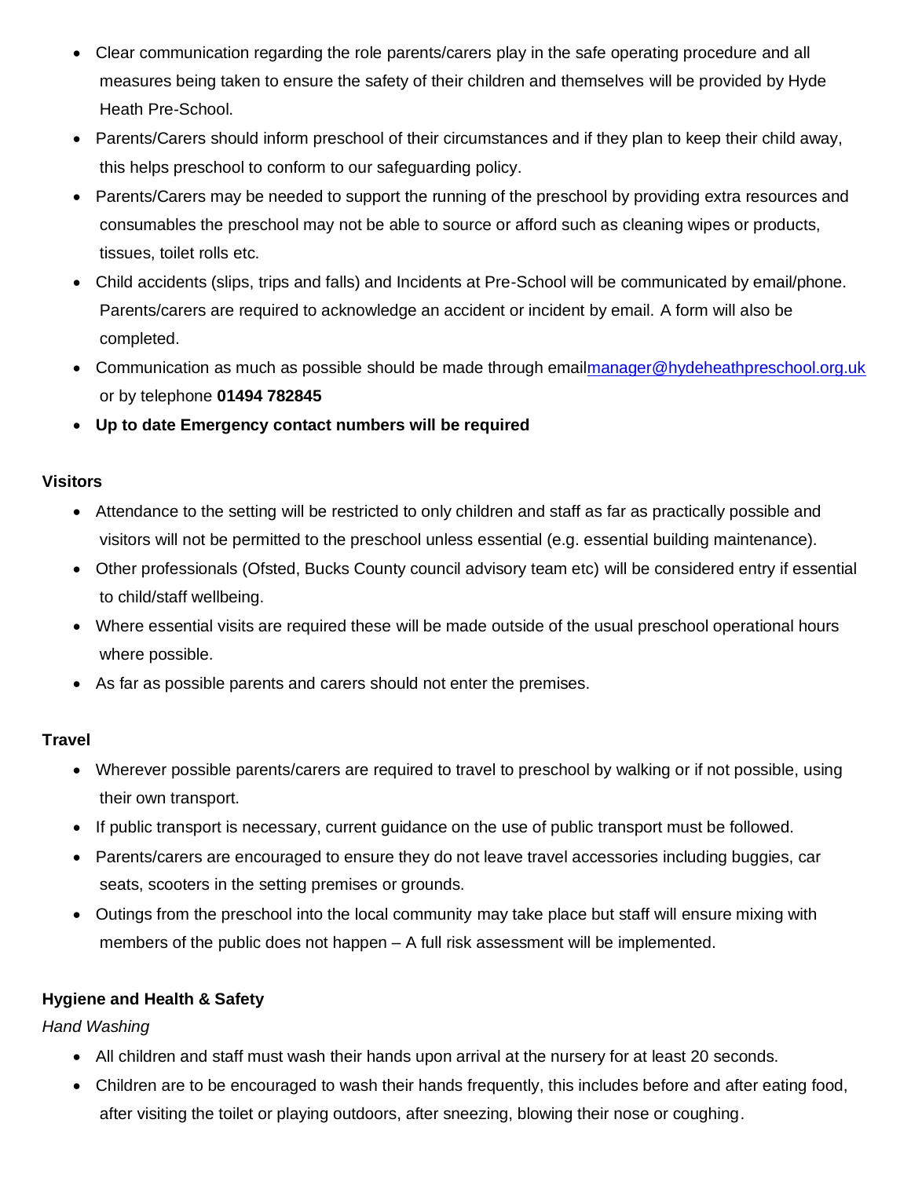- Clear communication regarding the role parents/carers play in the safe operating procedure and all measures being taken to ensure the safety of their children and themselves will be provided by Hyde Heath Pre-School.
- Parents/Carers should inform preschool of their circumstances and if they plan to keep their child away, this helps preschool to conform to our safeguarding policy.
- Parents/Carers may be needed to support the running of the preschool by providing extra resources and consumables the preschool may not be able to source or afford such as cleaning wipes or products, tissues, toilet rolls etc.
- Child accidents (slips, trips and falls) and Incidents at Pre-School will be communicated by email/phone. Parents/carers are required to acknowledge an accident or incident by email. A form will also be completed.
- Communication as much as possible should be made through email[manager@hydeheathpreschool.org.uk](mailto:manager@hydeheathpreschool.org.uk) or by telephone **01494 782845**
- **Up to date Emergency contact numbers will be required**

**Visitors**

- Attendance to the setting will be restricted to only children and staff as far as practically possible and visitors will not be permitted to the preschool unless essential (e.g. essential building maintenance).
- Other professionals (Ofsted, Bucks County council advisory team etc) will be considered entry if essential to child/staff wellbeing.
- Where essential visits are required these will be made outside of the usual preschool operational hours where possible.
- As far as possible parents and carers should not enter the premises.

**Travel**

- Wherever possible parents/carers are required to travel to preschool by walking or if not possible, using their own transport.
- If public transport is necessary, current guidance on the use of public transport must be followed.
- Parents/carers are encouraged to ensure they do not leave travel accessories including buggies, car seats, scooters in the setting premises or grounds.
- Outings from the preschool into the local community may take place but staff will ensure mixing with members of the public does not happen – A full risk assessment will be implemented.

**Hygiene and Health & Safety**

*Hand Washing*

- All children and staff must wash their hands upon arrival at the nursery for at least 20 seconds.
- Children are to be encouraged to wash their hands frequently, this includes before and after eating food, after visiting the toilet or playing outdoors, after sneezing, blowing their nose or coughing.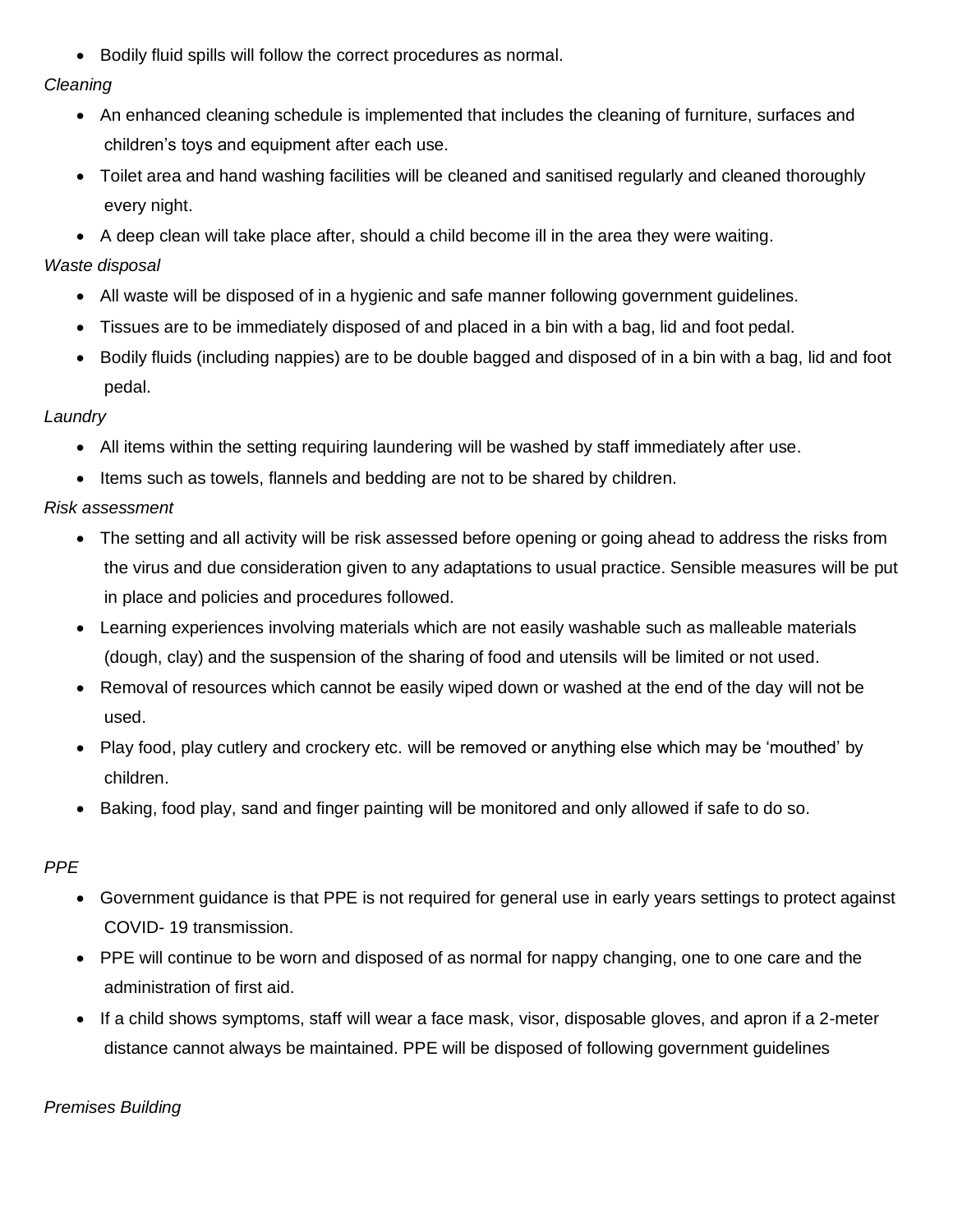- Bodily fluid spills will follow the correct procedures as normal.

*Cleaning*

- An enhanced cleaning schedule is implemented that includes the cleaning of furniture, surfaces and children's toys and equipment after each use.
- Toilet area and hand washing facilities will be cleaned and sanitised regularly and cleaned thoroughly every night.
- A deep clean will take place after, should a child become ill in the area they were waiting.

*Waste disposal*

- All waste will be disposed of in a hygienic and safe manner following government guidelines.
- Tissues are to be immediately disposed of and placed in a bin with a bag, lid and foot pedal.
- Bodily fluids (including nappies) are to be double bagged and disposed of in a bin with a bag, lid and foot pedal.

*Laundry*

- All items within the setting requiring laundering will be washed by staff immediately after use.
- Items such as towels, flannels and bedding are not to be shared by children.

*Risk assessment*

- The setting and all activity will be risk assessed before opening or going ahead to address the risks from the virus and due consideration given to any adaptations to usual practice. Sensible measures will be put in place and policies and procedures followed.
- Learning experiences involving materials which are not easily washable such as malleable materials (dough, clay) and the suspension of the sharing of food and utensils will be limited or not used.
- Removal of resources which cannot be easily wiped down or washed at the end of the day will not be used.
- Play food, play cutlery and crockery etc. will be removed or anything else which may be 'mouthed' by children.
- Baking, food play, sand and finger painting will be monitored and only allowed if safe to do so.

*PPE*

- Government guidance is that PPE is not required for general use in early years settings to protect against COVID- 19 transmission.
- PPE will continue to be worn and disposed of as normal for nappy changing, one to one care and the administration of first aid.
- If a child shows symptoms, staff will wear a face mask, visor, disposable gloves, and apron if a 2-meter distance cannot always be maintained. PPE will be disposed of following government guidelines

*Premises Building*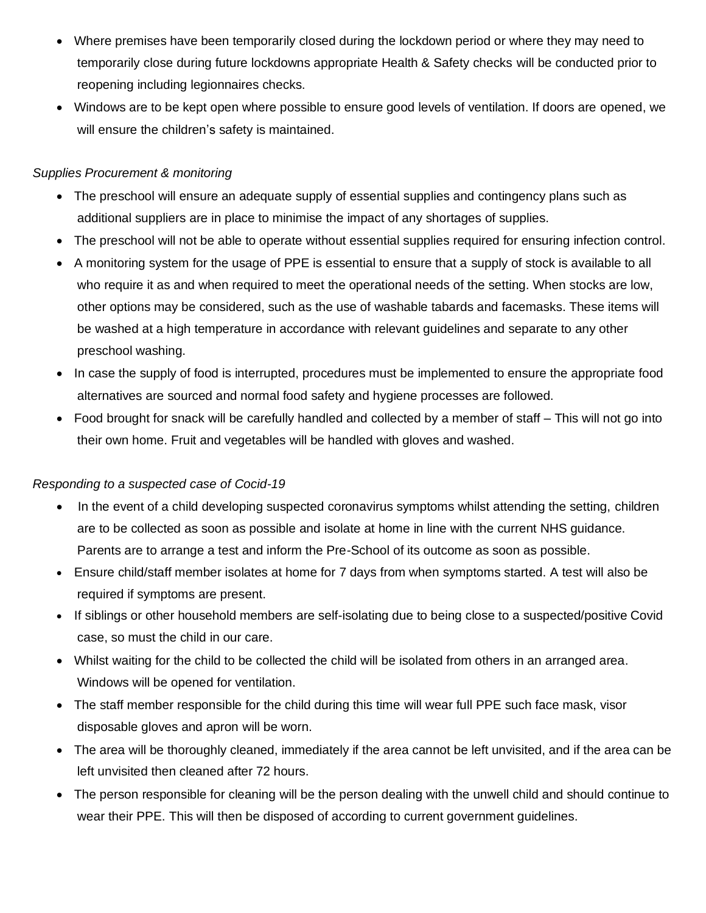- Where premises have been temporarily closed during the lockdown period or where they may need to temporarily close during future lockdowns appropriate Health & Safety checks will be conducted prior to reopening including legionnaires checks.
- Windows are to be kept open where possible to ensure good levels of ventilation. If doors are opened, we will ensure the children's safety is maintained.

*Supplies Procurement & monitoring*

- The preschool will ensure an adequate supply of essential supplies and contingency plans such as additional suppliers are in place to minimise the impact of any shortages of supplies.
- The preschool will not be able to operate without essential supplies required for ensuring infection control.
- A monitoring system for the usage of PPE is essential to ensure that a supply of stock is available to all who require it as and when required to meet the operational needs of the setting. When stocks are low, other options may be considered, such as the use of washable tabards and facemasks. These items will be washed at a high temperature in accordance with relevant guidelines and separate to any other preschool washing.
- In case the supply of food is interrupted, procedures must be implemented to ensure the appropriate food alternatives are sourced and normal food safety and hygiene processes are followed.
- Food brought for snack will be carefully handled and collected by a member of staff – This will not go into their own home. Fruit and vegetables will be handled with gloves and washed.

*Responding to a suspected case of Cocid-19*

- In the event of a child developing suspected coronavirus symptoms whilst attending the setting, children are to be collected as soon as possible and isolate at home in line with the current NHS guidance. Parents are to arrange a test and inform the Pre-School of its outcome as soon as possible.
- Ensure child/staff member isolates at home for 7 days from when symptoms started. A test will also be required if symptoms are present.
- If siblings or other household members are self-isolating due to being close to a suspected/positive Covid case, so must the child in our care.
- Whilst waiting for the child to be collected the child will be isolated from others in an arranged area. Windows will be opened for ventilation.
- The staff member responsible for the child during this time will wear full PPE such face mask, visor disposable gloves and apron will be worn.
- The area will be thoroughly cleaned, immediately if the area cannot be left unvisited, and if the area can be left unvisited then cleaned after 72 hours.
- The person responsible for cleaning will be the person dealing with the unwell child and should continue to wear their PPE. This will then be disposed of according to current government guidelines.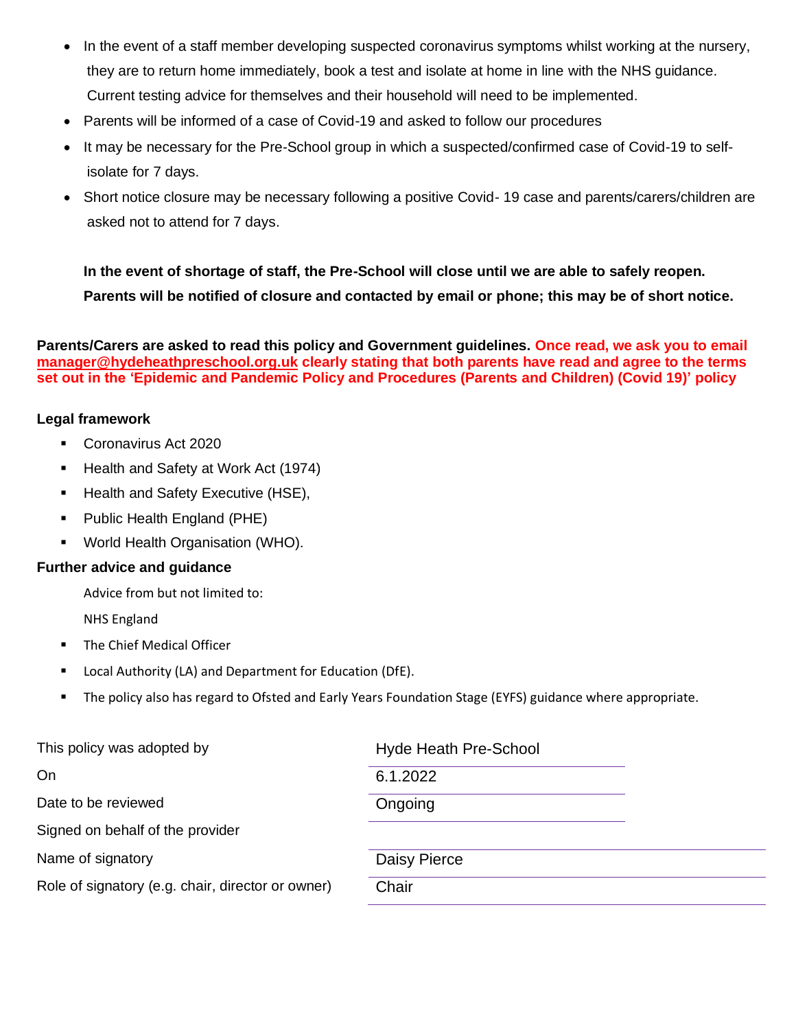- In the event of a staff member developing suspected coronavirus symptoms whilst working at the nursery, they are to return home immediately, book a test and isolate at home in line with the NHS guidance. Current testing advice for themselves and their household will need to be implemented.
- Parents will be informed of a case of Covid-19 and asked to follow our procedures
- It may be necessary for the Pre-School group in which a suspected/confirmed case of Covid-19 to self-isolate for 7 days.
- Short notice closure may be necessary following a positive Covid- 19 case and parents/carers/children are asked not to attend for 7 days.

**In the event of shortage of staff, the Pre-School will close until we are able to safely reopen. Parents will be notified of closure and contacted by email or phone; this may be of short notice.**

**Parents/Carers are asked to read this policy and Government guidelines. Once read, we ask you to email manager@hydeheathpreschool.org.uk clearly stating that both parents have read and agree to the terms set out in the 'Epidemic and Pandemic Policy and Procedures (Parents and Children) (Covid 19)' policy**

**Legal framework**

- Coronavirus Act 2020
- Health and Safety at Work Act (1974)
- Health and Safety Executive (HSE),
- Public Health England (PHE)
- World Health Organisation (WHO).

**Further advice and guidance**

Advice from but not limited to:

NHS England

- The Chief Medical Officer
- Local Authority (LA) and Department for Education (DfE).
- The policy also has regard to Ofsted and Early Years Foundation Stage (EYFS) guidance where appropriate.

| | |
|---|---|
| This policy was adopted by | Hyde Heath Pre-School |
| On | 6.1.2022 |
| Date to be reviewed | Ongoing |
| Signed on behalf of the provider | |
| Name of signatory | Daisy Pierce |
| Role of signatory (e.g. chair, director or owner) | Chair |